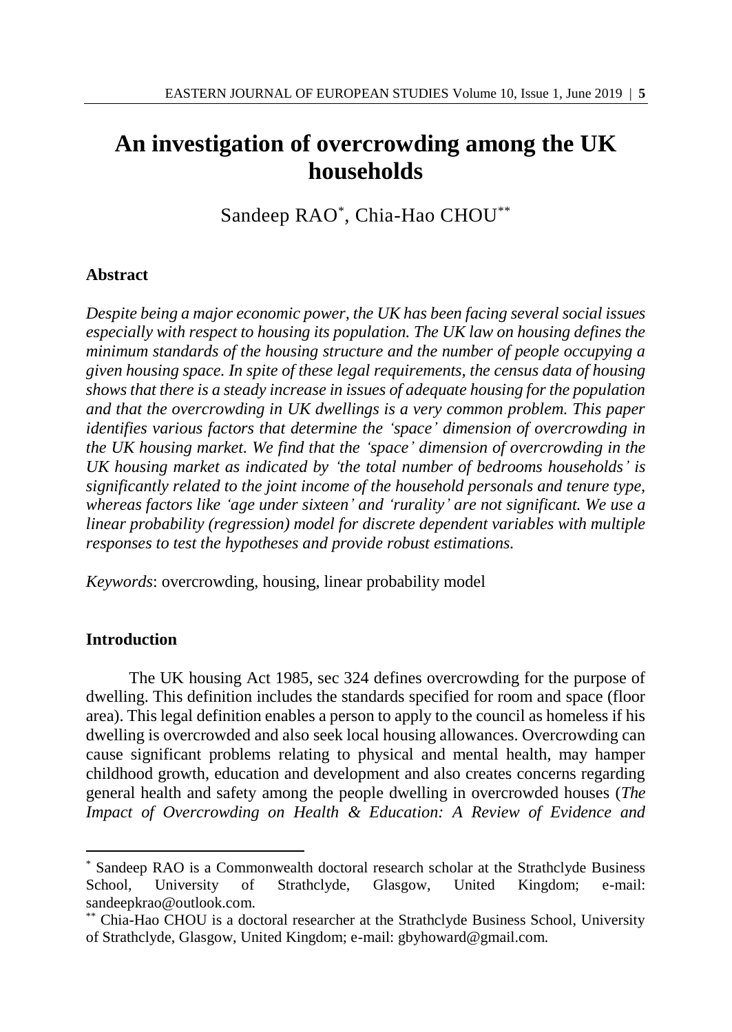# An investigation of overcrowding among the UK households

Sandeep RAO[*], Chia-Hao CHOU[**]

## Abstract

*Despite being a major economic power, the UK has been facing several social issues especially with respect to housing its population. The UK law on housing defines the minimum standards of the housing structure and the number of people occupying a given housing space. In spite of these legal requirements, the census data of housing shows that there is a steady increase in issues of adequate housing for the population and that the overcrowding in UK dwellings is a very common problem. This paper identifies various factors that determine the 'space' dimension of overcrowding in the UK housing market. We find that the 'space' dimension of overcrowding in the UK housing market as indicated by 'the total number of bedrooms households' is significantly related to the joint income of the household personals and tenure type, whereas factors like 'age under sixteen' and 'rurality' are not significant. We use a linear probability (regression) model for discrete dependent variables with multiple responses to test the hypotheses and provide robust estimations.*

*Keywords*: overcrowding, housing, linear probability model

## Introduction

The UK housing Act 1985, sec 324 defines overcrowding for the purpose of dwelling. This definition includes the standards specified for room and space (floor area). This legal definition enables a person to apply to the council as homeless if his dwelling is overcrowded and also seek local housing allowances. Overcrowding can cause significant problems relating to physical and mental health, may hamper childhood growth, education and development and also creates concerns regarding general health and safety among the people dwelling in overcrowded houses (*The Impact of Overcrowding on Health & Education: A Review of Evidence and*

---

[*] Sandeep RAO is a Commonwealth doctoral research scholar at the Strathclyde Business School, University of Strathclyde, Glasgow, United Kingdom; e-mail: sandeepkrao@outlook.com.

[**] Chia-Hao CHOU is a doctoral researcher at the Strathclyde Business School, University of Strathclyde, Glasgow, United Kingdom; e-mail: gbyhoward@gmail.com.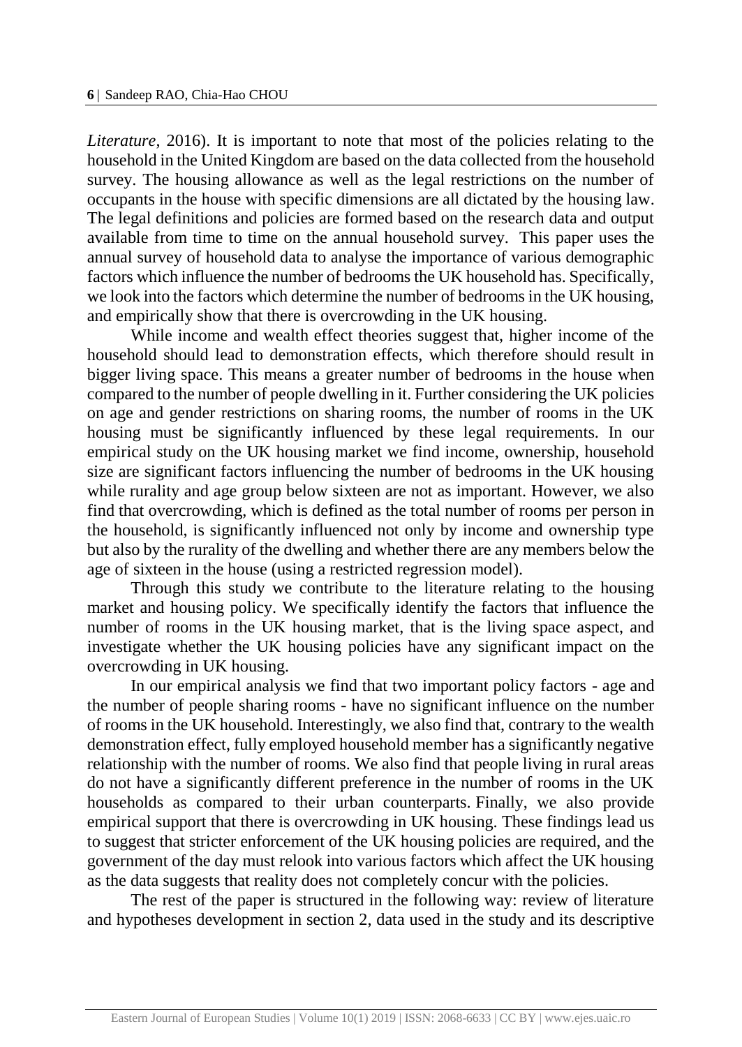*Literature*, 2016). It is important to note that most of the policies relating to the household in the United Kingdom are based on the data collected from the household survey. The housing allowance as well as the legal restrictions on the number of occupants in the house with specific dimensions are all dictated by the housing law. The legal definitions and policies are formed based on the research data and output available from time to time on the annual household survey. This paper uses the annual survey of household data to analyse the importance of various demographic factors which influence the number of bedrooms the UK household has. Specifically, we look into the factors which determine the number of bedrooms in the UK housing, and empirically show that there is overcrowding in the UK housing.

While income and wealth effect theories suggest that, higher income of the household should lead to demonstration effects, which therefore should result in bigger living space. This means a greater number of bedrooms in the house when compared to the number of people dwelling in it. Further considering the UK policies on age and gender restrictions on sharing rooms, the number of rooms in the UK housing must be significantly influenced by these legal requirements. In our empirical study on the UK housing market we find income, ownership, household size are significant factors influencing the number of bedrooms in the UK housing while rurality and age group below sixteen are not as important. However, we also find that overcrowding, which is defined as the total number of rooms per person in the household, is significantly influenced not only by income and ownership type but also by the rurality of the dwelling and whether there are any members below the age of sixteen in the house (using a restricted regression model).

Through this study we contribute to the literature relating to the housing market and housing policy. We specifically identify the factors that influence the number of rooms in the UK housing market, that is the living space aspect, and investigate whether the UK housing policies have any significant impact on the overcrowding in UK housing.

In our empirical analysis we find that two important policy factors - age and the number of people sharing rooms - have no significant influence on the number of rooms in the UK household. Interestingly, we also find that, contrary to the wealth demonstration effect, fully employed household member has a significantly negative relationship with the number of rooms. We also find that people living in rural areas do not have a significantly different preference in the number of rooms in the UK households as compared to their urban counterparts. Finally, we also provide empirical support that there is overcrowding in UK housing. These findings lead us to suggest that stricter enforcement of the UK housing policies are required, and the government of the day must relook into various factors which affect the UK housing as the data suggests that reality does not completely concur with the policies.

The rest of the paper is structured in the following way: review of literature and hypotheses development in section 2, data used in the study and its descriptive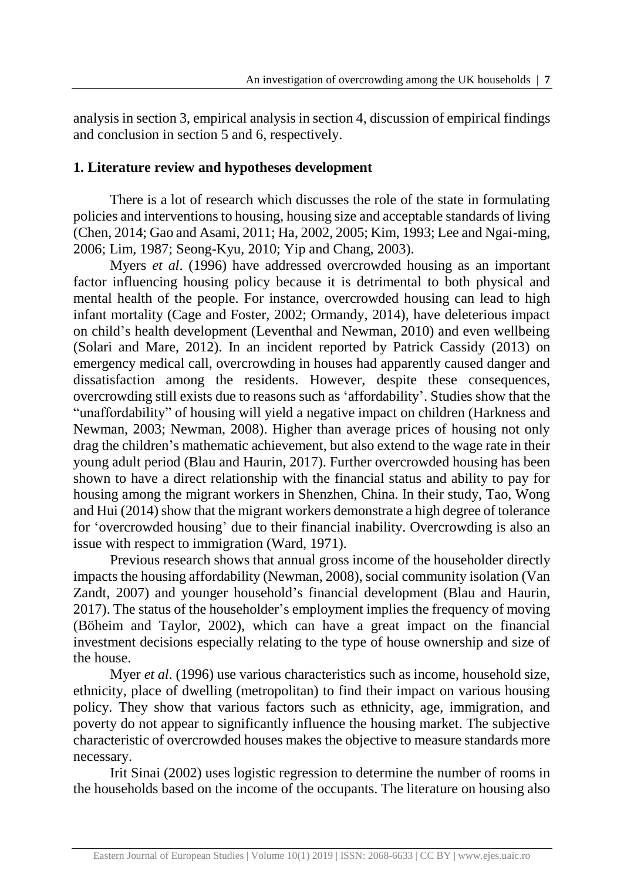analysis in section 3, empirical analysis in section 4, discussion of empirical findings and conclusion in section 5 and 6, respectively.

## 1. Literature review and hypotheses development

There is a lot of research which discusses the role of the state in formulating policies and interventions to housing, housing size and acceptable standards of living (Chen, 2014; Gao and Asami, 2011; Ha, 2002, 2005; Kim, 1993; Lee and Ngai-ming, 2006; Lim, 1987; Seong-Kyu, 2010; Yip and Chang, 2003).

Myers *et al*. (1996) have addressed overcrowded housing as an important factor influencing housing policy because it is detrimental to both physical and mental health of the people. For instance, overcrowded housing can lead to high infant mortality (Cage and Foster, 2002; Ormandy, 2014), have deleterious impact on child's health development (Leventhal and Newman, 2010) and even wellbeing (Solari and Mare, 2012). In an incident reported by Patrick Cassidy (2013) on emergency medical call, overcrowding in houses had apparently caused danger and dissatisfaction among the residents. However, despite these consequences, overcrowding still exists due to reasons such as 'affordability'. Studies show that the "unaffordability" of housing will yield a negative impact on children (Harkness and Newman, 2003; Newman, 2008). Higher than average prices of housing not only drag the children's mathematic achievement, but also extend to the wage rate in their young adult period (Blau and Haurin, 2017). Further overcrowded housing has been shown to have a direct relationship with the financial status and ability to pay for housing among the migrant workers in Shenzhen, China. In their study, Tao, Wong and Hui (2014) show that the migrant workers demonstrate a high degree of tolerance for 'overcrowded housing' due to their financial inability. Overcrowding is also an issue with respect to immigration (Ward, 1971).

Previous research shows that annual gross income of the householder directly impacts the housing affordability (Newman, 2008), social community isolation (Van Zandt, 2007) and younger household's financial development (Blau and Haurin, 2017). The status of the householder's employment implies the frequency of moving (Böheim and Taylor, 2002), which can have a great impact on the financial investment decisions especially relating to the type of house ownership and size of the house.

Myer *et al*. (1996) use various characteristics such as income, household size, ethnicity, place of dwelling (metropolitan) to find their impact on various housing policy. They show that various factors such as ethnicity, age, immigration, and poverty do not appear to significantly influence the housing market. The subjective characteristic of overcrowded houses makes the objective to measure standards more necessary.

Irit Sinai (2002) uses logistic regression to determine the number of rooms in the households based on the income of the occupants. The literature on housing also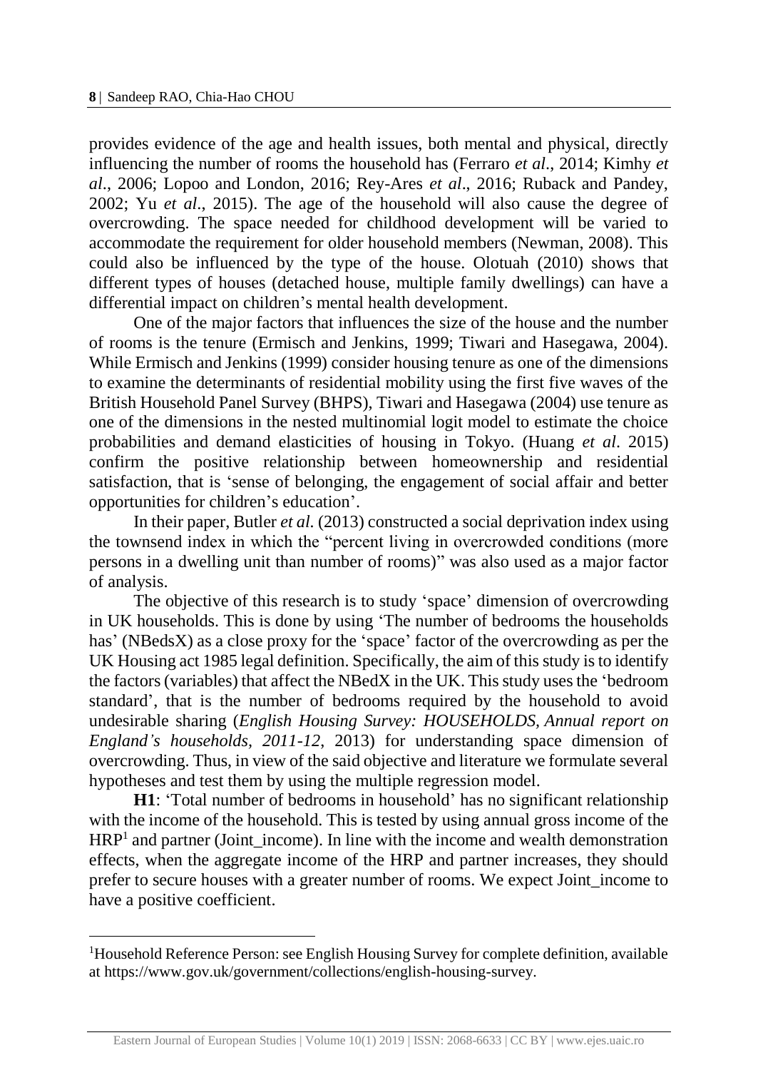provides evidence of the age and health issues, both mental and physical, directly influencing the number of rooms the household has (Ferraro *et al*., 2014; Kimhy *et al*., 2006; Lopoo and London, 2016; Rey-Ares *et al*., 2016; Ruback and Pandey, 2002; Yu *et al*., 2015). The age of the household will also cause the degree of overcrowding. The space needed for childhood development will be varied to accommodate the requirement for older household members (Newman, 2008). This could also be influenced by the type of the house. Olotuah (2010) shows that different types of houses (detached house, multiple family dwellings) can have a differential impact on children's mental health development.

One of the major factors that influences the size of the house and the number of rooms is the tenure (Ermisch and Jenkins, 1999; Tiwari and Hasegawa, 2004). While Ermisch and Jenkins (1999) consider housing tenure as one of the dimensions to examine the determinants of residential mobility using the first five waves of the British Household Panel Survey (BHPS), Tiwari and Hasegawa (2004) use tenure as one of the dimensions in the nested multinomial logit model to estimate the choice probabilities and demand elasticities of housing in Tokyo. (Huang *et al*. 2015) confirm the positive relationship between homeownership and residential satisfaction, that is 'sense of belonging, the engagement of social affair and better opportunities for children's education'.

In their paper, Butler *et al.* (2013) constructed a social deprivation index using the townsend index in which the "percent living in overcrowded conditions (more persons in a dwelling unit than number of rooms)" was also used as a major factor of analysis.

The objective of this research is to study 'space' dimension of overcrowding in UK households. This is done by using 'The number of bedrooms the households has' (NBedsX) as a close proxy for the 'space' factor of the overcrowding as per the UK Housing act 1985 legal definition. Specifically, the aim of this study is to identify the factors (variables) that affect the NBedX in the UK. This study uses the 'bedroom standard', that is the number of bedrooms required by the household to avoid undesirable sharing (*English Housing Survey: HOUSEHOLDS, Annual report on England's households, 2011-12*, 2013) for understanding space dimension of overcrowding. Thus, in view of the said objective and literature we formulate several hypotheses and test them by using the multiple regression model.

**H1**: 'Total number of bedrooms in household' has no significant relationship with the income of the household. This is tested by using annual gross income of the HRP[1] and partner (Joint_income). In line with the income and wealth demonstration effects, when the aggregate income of the HRP and partner increases, they should prefer to secure houses with a greater number of rooms. We expect Joint_income to have a positive coefficient.

[1]Household Reference Person: see English Housing Survey for complete definition, available at https://www.gov.uk/government/collections/english-housing-survey.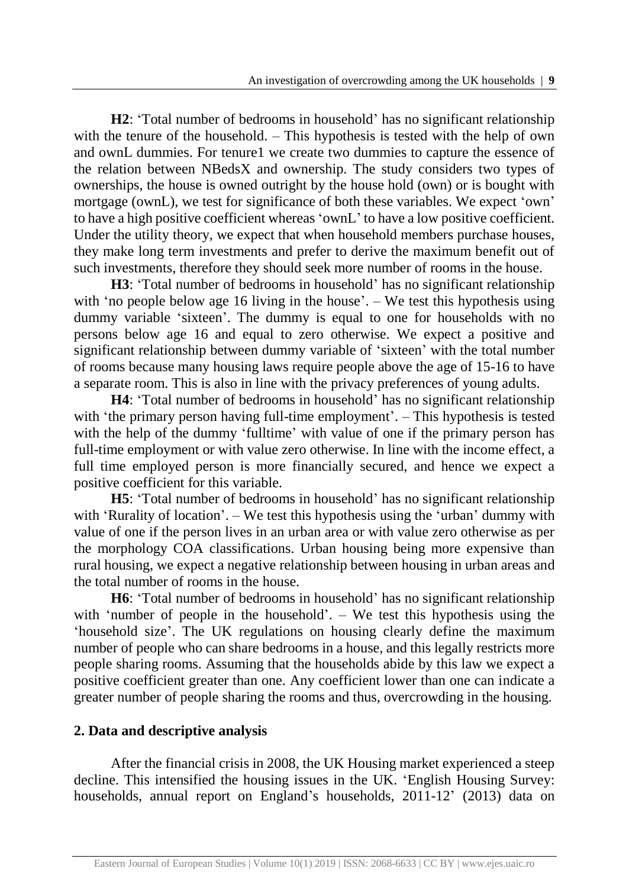**H2**: 'Total number of bedrooms in household' has no significant relationship with the tenure of the household. – This hypothesis is tested with the help of own and ownL dummies. For tenure1 we create two dummies to capture the essence of the relation between NBedsX and ownership. The study considers two types of ownerships, the house is owned outright by the house hold (own) or is bought with mortgage (ownL), we test for significance of both these variables. We expect 'own' to have a high positive coefficient whereas 'ownL' to have a low positive coefficient. Under the utility theory, we expect that when household members purchase houses, they make long term investments and prefer to derive the maximum benefit out of such investments, therefore they should seek more number of rooms in the house.

**H3**: 'Total number of bedrooms in household' has no significant relationship with 'no people below age 16 living in the house'. – We test this hypothesis using dummy variable 'sixteen'. The dummy is equal to one for households with no persons below age 16 and equal to zero otherwise. We expect a positive and significant relationship between dummy variable of 'sixteen' with the total number of rooms because many housing laws require people above the age of 15-16 to have a separate room. This is also in line with the privacy preferences of young adults.

**H4**: 'Total number of bedrooms in household' has no significant relationship with 'the primary person having full-time employment'. – This hypothesis is tested with the help of the dummy 'fulltime' with value of one if the primary person has full-time employment or with value zero otherwise. In line with the income effect, a full time employed person is more financially secured, and hence we expect a positive coefficient for this variable.

**H5**: 'Total number of bedrooms in household' has no significant relationship with 'Rurality of location'. – We test this hypothesis using the 'urban' dummy with value of one if the person lives in an urban area or with value zero otherwise as per the morphology COA classifications. Urban housing being more expensive than rural housing, we expect a negative relationship between housing in urban areas and the total number of rooms in the house.

**H6**: 'Total number of bedrooms in household' has no significant relationship with 'number of people in the household'. – We test this hypothesis using the 'household size'. The UK regulations on housing clearly define the maximum number of people who can share bedrooms in a house, and this legally restricts more people sharing rooms. Assuming that the households abide by this law we expect a positive coefficient greater than one. Any coefficient lower than one can indicate a greater number of people sharing the rooms and thus, overcrowding in the housing.

## 2. Data and descriptive analysis

After the financial crisis in 2008, the UK Housing market experienced a steep decline. This intensified the housing issues in the UK. 'English Housing Survey: households, annual report on England's households, 2011-12' (2013) data on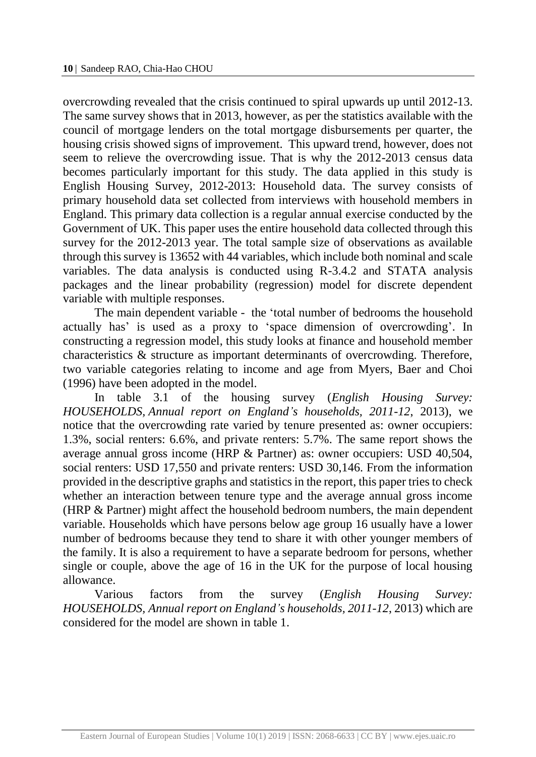overcrowding revealed that the crisis continued to spiral upwards up until 2012-13. The same survey shows that in 2013, however, as per the statistics available with the council of mortgage lenders on the total mortgage disbursements per quarter, the housing crisis showed signs of improvement. This upward trend, however, does not seem to relieve the overcrowding issue. That is why the 2012-2013 census data becomes particularly important for this study. The data applied in this study is English Housing Survey, 2012-2013: Household data. The survey consists of primary household data set collected from interviews with household members in England. This primary data collection is a regular annual exercise conducted by the Government of UK. This paper uses the entire household data collected through this survey for the 2012-2013 year. The total sample size of observations as available through this survey is 13652 with 44 variables, which include both nominal and scale variables. The data analysis is conducted using R-3.4.2 and STATA analysis packages and the linear probability (regression) model for discrete dependent variable with multiple responses.

The main dependent variable - the 'total number of bedrooms the household actually has' is used as a proxy to 'space dimension of overcrowding'. In constructing a regression model, this study looks at finance and household member characteristics & structure as important determinants of overcrowding. Therefore, two variable categories relating to income and age from Myers, Baer and Choi (1996) have been adopted in the model.

In table 3.1 of the housing survey (*English Housing Survey: HOUSEHOLDS, Annual report on England's households, 2011-12*, 2013), we notice that the overcrowding rate varied by tenure presented as: owner occupiers: 1.3%, social renters: 6.6%, and private renters: 5.7%. The same report shows the average annual gross income (HRP & Partner) as: owner occupiers: USD 40,504, social renters: USD 17,550 and private renters: USD 30,146. From the information provided in the descriptive graphs and statistics in the report, this paper tries to check whether an interaction between tenure type and the average annual gross income (HRP & Partner) might affect the household bedroom numbers, the main dependent variable. Households which have persons below age group 16 usually have a lower number of bedrooms because they tend to share it with other younger members of the family. It is also a requirement to have a separate bedroom for persons, whether single or couple, above the age of 16 in the UK for the purpose of local housing allowance.

Various factors from the survey (*English Housing Survey: HOUSEHOLDS, Annual report on England's households, 2011-12*, 2013) which are considered for the model are shown in table 1.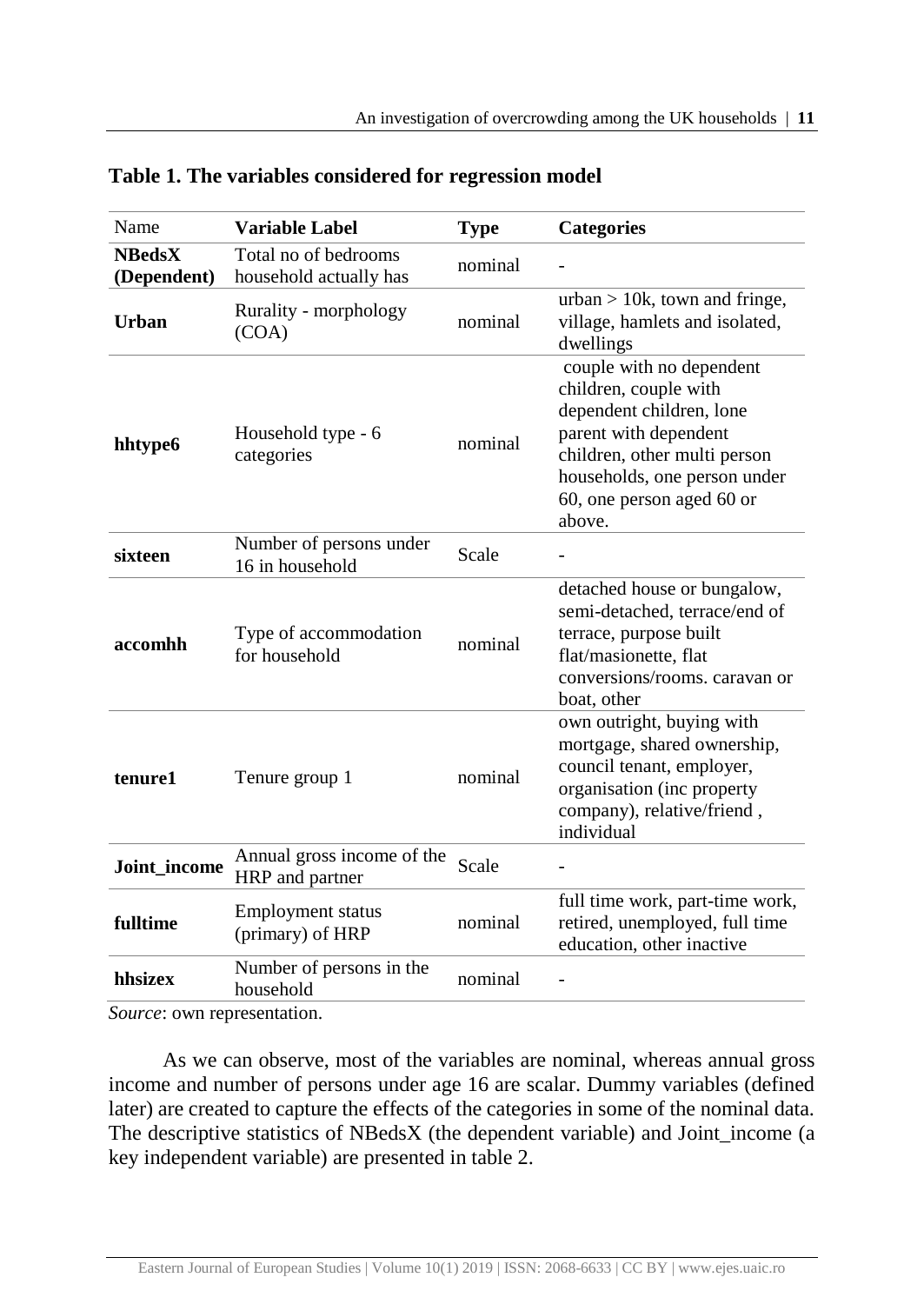**Table 1. The variables considered for regression model**

| Name | **Variable Label** | **Type** | **Categories** |
|---|---|---|---|
| **NBedsX (Dependent)** | Total no of bedrooms household actually has | nominal | - |
| **Urban** | Rurality - morphology (COA) | nominal | urban > 10k, town and fringe, village, hamlets and isolated, dwellings |
| **hhtype6** | Household type - 6 categories | nominal | couple with no dependent children, couple with dependent children, lone parent with dependent children, other multi person households, one person under 60, one person aged 60 or above. |
| **sixteen** | Number of persons under 16 in household | Scale | - |
| **accomhh** | Type of accommodation for household | nominal | detached house or bungalow, semi-detached, terrace/end of terrace, purpose built flat/masionette, flat conversions/rooms. caravan or boat, other |
| **tenure1** | Tenure group 1 | nominal | own outright, buying with mortgage, shared ownership, council tenant, employer, organisation (inc property company), relative/friend , individual |
| **Joint_income** | Annual gross income of the HRP and partner | Scale | - |
| **fulltime** | Employment status (primary) of HRP | nominal | full time work, part-time work, retired, unemployed, full time education, other inactive |
| **hhsizex** | Number of persons in the household | nominal | - |

*Source*: own representation.

As we can observe, most of the variables are nominal, whereas annual gross income and number of persons under age 16 are scalar. Dummy variables (defined later) are created to capture the effects of the categories in some of the nominal data. The descriptive statistics of NBedsX (the dependent variable) and Joint_income (a key independent variable) are presented in table 2.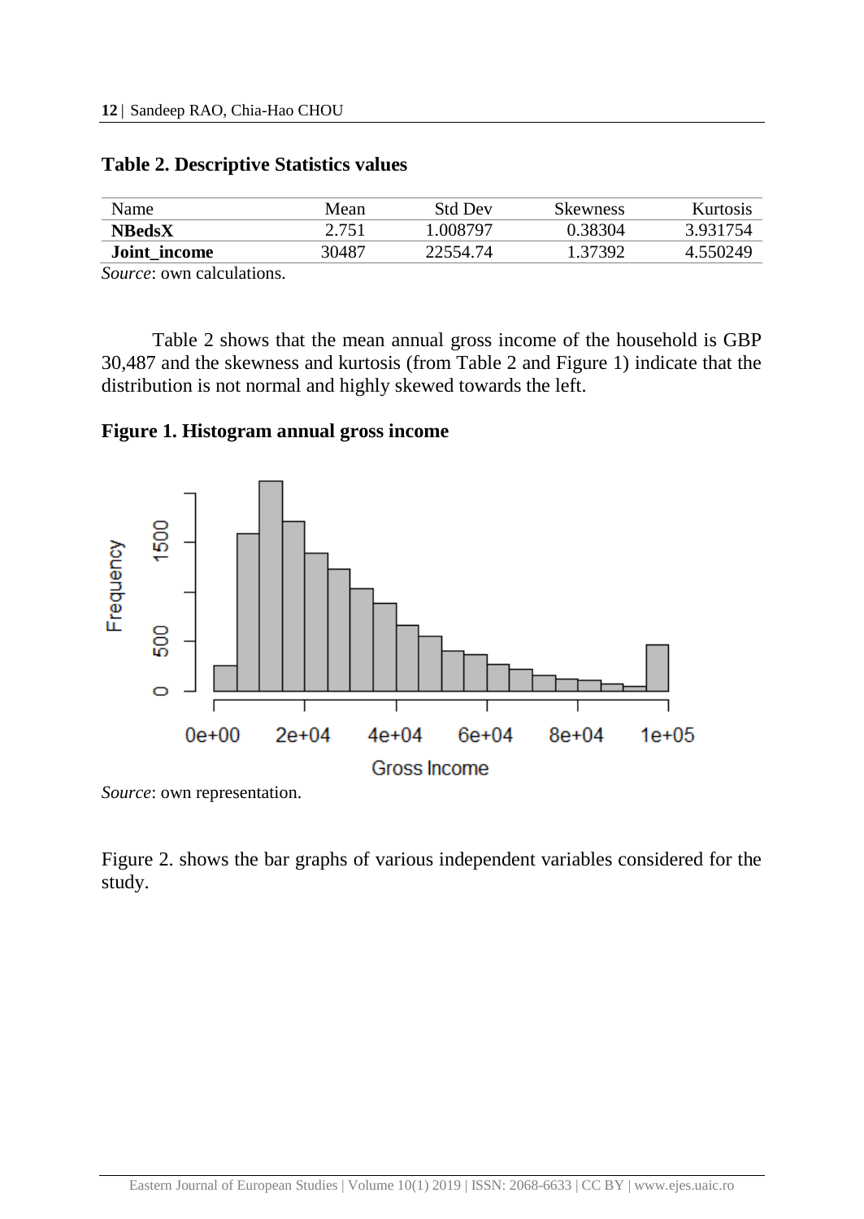**Table 2. Descriptive Statistics values**

| Name | Mean | Std Dev | Skewness | Kurtosis |
|---|---|---|---|---|
| **NBedsX** | 2.751 | 1.008797 | 0.38304 | 3.931754 |
| **Joint_income** | 30487 | 22554.74 | 1.37392 | 4.550249 |

*Source*: own calculations.

Table 2 shows that the mean annual gross income of the household is GBP 30,487 and the skewness and kurtosis (from Table 2 and Figure 1) indicate that the distribution is not normal and highly skewed towards the left.

**Figure 1. Histogram annual gross income**

*Source*: own representation.

Figure 2. shows the bar graphs of various independent variables considered for the study.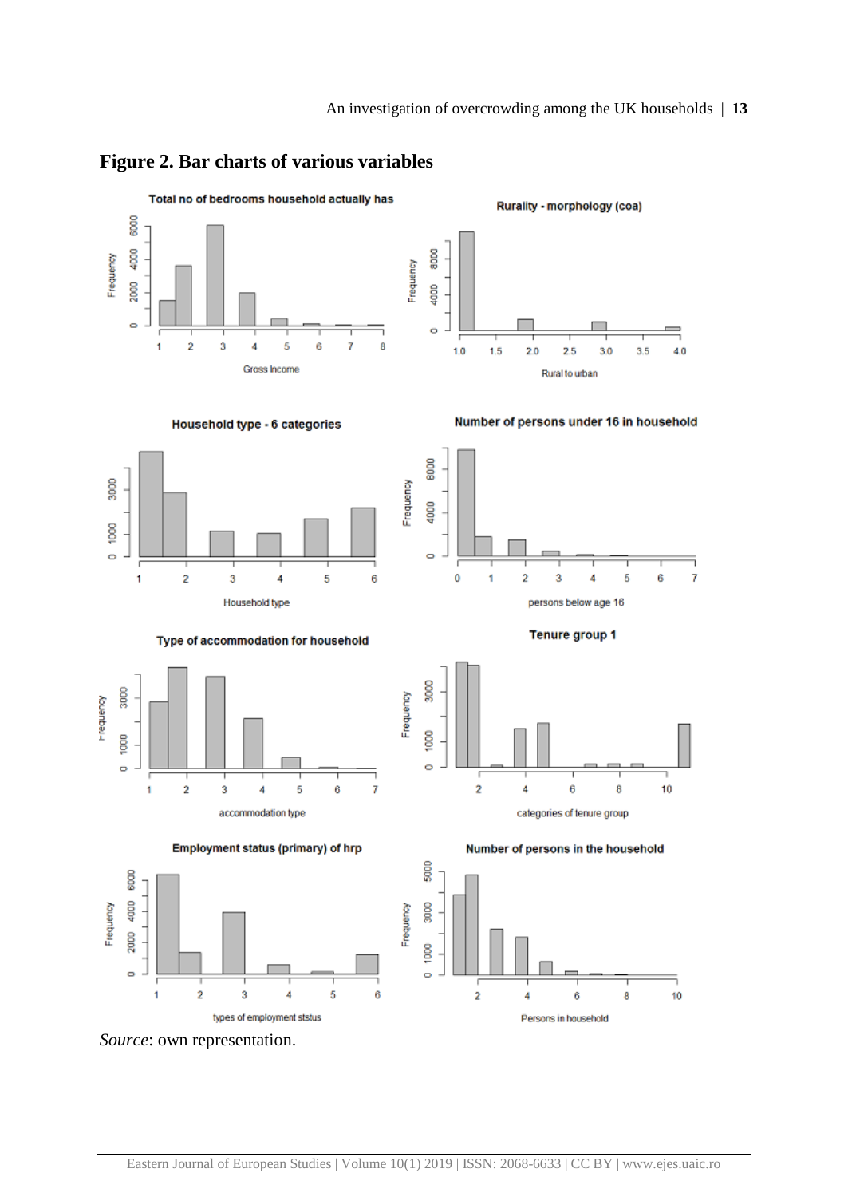## Figure 2. Bar charts of various variables

*Source*: own representation.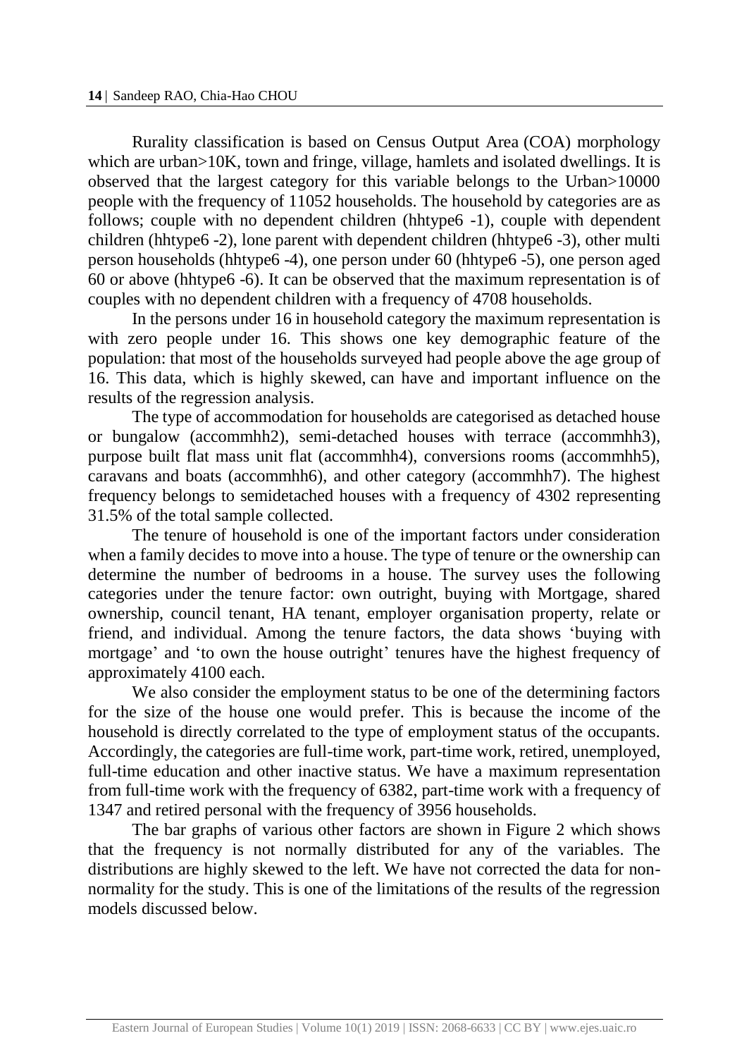Rurality classification is based on Census Output Area (COA) morphology which are urban>10K, town and fringe, village, hamlets and isolated dwellings. It is observed that the largest category for this variable belongs to the Urban>10000 people with the frequency of 11052 households. The household by categories are as follows; couple with no dependent children (hhtype6 -1), couple with dependent children (hhtype6 -2), lone parent with dependent children (hhtype6 -3), other multi person households (hhtype6 -4), one person under 60 (hhtype6 -5), one person aged 60 or above (hhtype6 -6). It can be observed that the maximum representation is of couples with no dependent children with a frequency of 4708 households.

In the persons under 16 in household category the maximum representation is with zero people under 16. This shows one key demographic feature of the population: that most of the households surveyed had people above the age group of 16. This data, which is highly skewed, can have and important influence on the results of the regression analysis.

The type of accommodation for households are categorised as detached house or bungalow (accommhh2), semi-detached houses with terrace (accommhh3), purpose built flat mass unit flat (accommhh4), conversions rooms (accommhh5), caravans and boats (accommhh6), and other category (accommhh7). The highest frequency belongs to semidetached houses with a frequency of 4302 representing 31.5% of the total sample collected.

The tenure of household is one of the important factors under consideration when a family decides to move into a house. The type of tenure or the ownership can determine the number of bedrooms in a house. The survey uses the following categories under the tenure factor: own outright, buying with Mortgage, shared ownership, council tenant, HA tenant, employer organisation property, relate or friend, and individual. Among the tenure factors, the data shows 'buying with mortgage' and 'to own the house outright' tenures have the highest frequency of approximately 4100 each.

We also consider the employment status to be one of the determining factors for the size of the house one would prefer. This is because the income of the household is directly correlated to the type of employment status of the occupants. Accordingly, the categories are full-time work, part-time work, retired, unemployed, full-time education and other inactive status. We have a maximum representation from full-time work with the frequency of 6382, part-time work with a frequency of 1347 and retired personal with the frequency of 3956 households.

The bar graphs of various other factors are shown in Figure 2 which shows that the frequency is not normally distributed for any of the variables. The distributions are highly skewed to the left. We have not corrected the data for non-normality for the study. This is one of the limitations of the results of the regression models discussed below.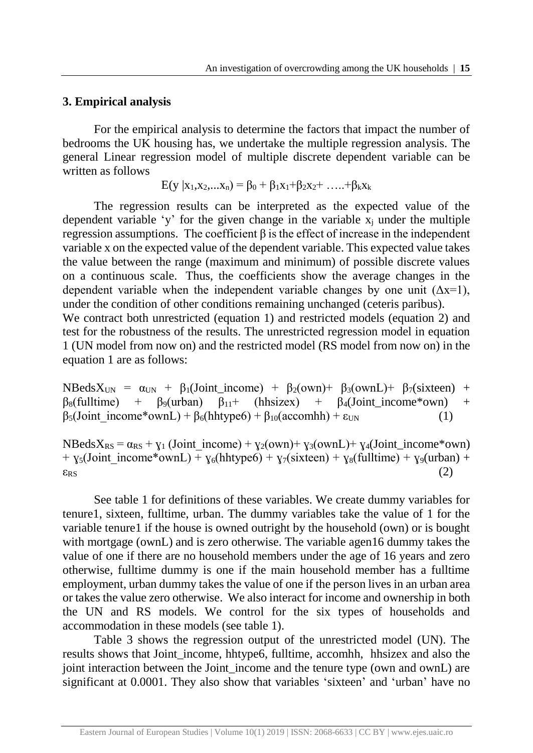## 3. Empirical analysis

For the empirical analysis to determine the factors that impact the number of bedrooms the UK housing has, we undertake the multiple regression analysis. The general Linear regression model of multiple discrete dependent variable can be written as follows

$$E(y \mid x_1, x_2, \ldots x_n) = \beta_0 + \beta_1 x_1 + \beta_2 x_2 + \ldots + \beta_k x_k$$

The regression results can be interpreted as the expected value of the dependent variable 'y' for the given change in the variable $x_j$ under the multiple regression assumptions. The coefficient β is the effect of increase in the independent variable x on the expected value of the dependent variable. This expected value takes the value between the range (maximum and minimum) of possible discrete values on a continuous scale. Thus, the coefficients show the average changes in the dependent variable when the independent variable changes by one unit ($\Delta x=1$), under the condition of other conditions remaining unchanged (ceteris paribus).

We contract both unrestricted (equation 1) and restricted models (equation 2) and test for the robustness of the results. The unrestricted regression model in equation 1 (UN model from now on) and the restricted model (RS model from now on) in the equation 1 are as follows:

$$NBedsX_{UN} = \alpha_{UN} + \beta_1(\text{Joint\_income}) + \beta_2(\text{own}) + \beta_3(\text{ownL}) + \beta_7(\text{sixteen}) + \beta_8(\text{fulltime}) + \beta_9(\text{urban}) \ \beta_{11} + (\text{hhsizex}) + \beta_4(\text{Joint\_income*own}) + \beta_5(\text{Joint\_income*ownL}) + \beta_6(\text{hhtype6}) + \beta_{10}(\text{accomhh}) + \varepsilon_{UN} \quad (1)$$

$$NBedsX_{RS} = \alpha_{RS} + \gamma_1(\text{Joint\_income}) + \gamma_2(\text{own}) + \gamma_3(\text{ownL}) + \gamma_4(\text{Joint\_income*own}) + \gamma_5(\text{Joint\_income*ownL}) + \gamma_6(\text{hhtype6}) + \gamma_7(\text{sixteen}) + \gamma_8(\text{fulltime}) + \gamma_9(\text{urban}) + \varepsilon_{RS} \quad (2)$$

See table 1 for definitions of these variables. We create dummy variables for tenure1, sixteen, fulltime, urban. The dummy variables take the value of 1 for the variable tenure1 if the house is owned outright by the household (own) or is bought with mortgage (ownL) and is zero otherwise. The variable agen16 dummy takes the value of one if there are no household members under the age of 16 years and zero otherwise, fulltime dummy is one if the main household member has a fulltime employment, urban dummy takes the value of one if the person lives in an urban area or takes the value zero otherwise. We also interact for income and ownership in both the UN and RS models. We control for the six types of households and accommodation in these models (see table 1).

Table 3 shows the regression output of the unrestricted model (UN). The results shows that Joint_income, hhtype6, fulltime, accomhh, hhsizex and also the joint interaction between the Joint_income and the tenure type (own and ownL) are significant at 0.0001. They also show that variables 'sixteen' and 'urban' have no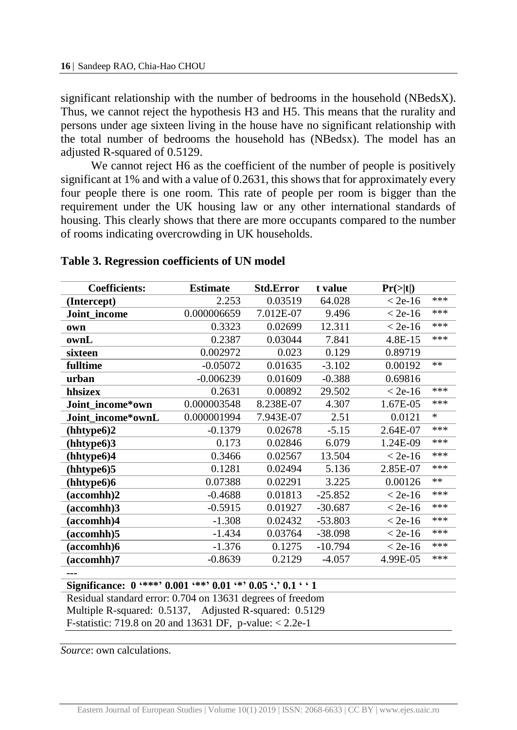significant relationship with the number of bedrooms in the household (NBedsX). Thus, we cannot reject the hypothesis H3 and H5. This means that the rurality and persons under age sixteen living in the house have no significant relationship with the total number of bedrooms the household has (NBedsx). The model has an adjusted R-squared of 0.5129.

We cannot reject H6 as the coefficient of the number of people is positively significant at 1% and with a value of 0.2631, this shows that for approximately every four people there is one room. This rate of people per room is bigger than the requirement under the UK housing law or any other international standards of housing. This clearly shows that there are more occupants compared to the number of rooms indicating overcrowding in UK households.

**Table 3. Regression coefficients of UN model**

| Coefficients: | Estimate | Std.Error | t value | Pr(>\|t\|) | |
|---|---|---|---|---|---|
| (Intercept) | 2.253 | 0.03519 | 64.028 | < 2e-16 | *** |
| Joint_income | 0.000006659 | 7.012E-07 | 9.496 | < 2e-16 | *** |
| own | 0.3323 | 0.02699 | 12.311 | < 2e-16 | *** |
| ownL | 0.2387 | 0.03044 | 7.841 | 4.8E-15 | *** |
| sixteen | 0.002972 | 0.023 | 0.129 | 0.89719 | |
| fulltime | -0.05072 | 0.01635 | -3.102 | 0.00192 | ** |
| urban | -0.006239 | 0.01609 | -0.388 | 0.69816 | |
| hhsizex | 0.2631 | 0.00892 | 29.502 | < 2e-16 | *** |
| Joint_income*own | 0.000003548 | 8.238E-07 | 4.307 | 1.67E-05 | *** |
| Joint_income*ownL | 0.000001994 | 7.943E-07 | 2.51 | 0.0121 | * |
| (hhtype6)2 | -0.1379 | 0.02678 | -5.15 | 2.64E-07 | *** |
| (hhtype6)3 | 0.173 | 0.02846 | 6.079 | 1.24E-09 | *** |
| (hhtype6)4 | 0.3466 | 0.02567 | 13.504 | < 2e-16 | *** |
| (hhtype6)5 | 0.1281 | 0.02494 | 5.136 | 2.85E-07 | *** |
| (hhtype6)6 | 0.07388 | 0.02291 | 3.225 | 0.00126 | ** |
| (accomhh)2 | -0.4688 | 0.01813 | -25.852 | < 2e-16 | *** |
| (accomhh)3 | -0.5915 | 0.01927 | -30.687 | < 2e-16 | *** |
| (accomhh)4 | -1.308 | 0.02432 | -53.803 | < 2e-16 | *** |
| (accomhh)5 | -1.434 | 0.03764 | -38.098 | < 2e-16 | *** |
| (accomhh)6 | -1.376 | 0.1275 | -10.794 | < 2e-16 | *** |
| (accomhh)7 | -0.8639 | 0.2129 | -4.057 | 4.99E-05 | *** |

---

**Significance: 0 '\*\*\*' 0.001 '\*\*' 0.01 '\*' 0.05 '.' 0.1 ' ' 1**

Residual standard error: 0.704 on 13631 degrees of freedom
Multiple R-squared: 0.5137, Adjusted R-squared: 0.5129
F-statistic: 719.8 on 20 and 13631 DF, p-value: < 2.2e-1

*Source*: own calculations.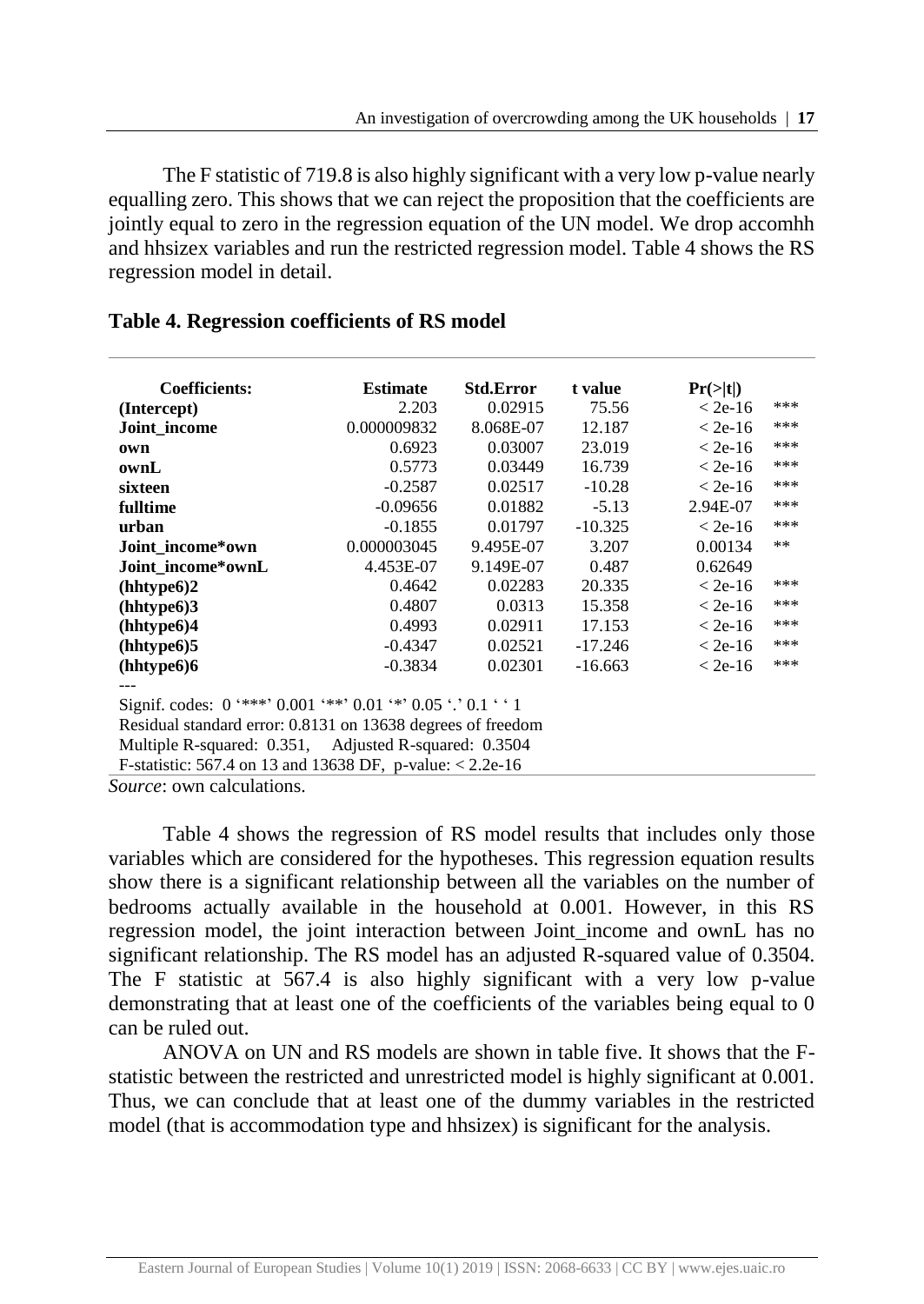The F statistic of 719.8 is also highly significant with a very low p-value nearly equalling zero. This shows that we can reject the proposition that the coefficients are jointly equal to zero in the regression equation of the UN model. We drop accomhh and hhsizex variables and run the restricted regression model. Table 4 shows the RS regression model in detail.

**Table 4. Regression coefficients of RS model**

| Coefficients: | Estimate | Std.Error | t value | Pr(>\|t\|) | |
|---|---|---|---|---|---|
| **(Intercept)** | 2.203 | 0.02915 | 75.56 | < 2e-16 | *** |
| **Joint_income** | 0.000009832 | 8.068E-07 | 12.187 | < 2e-16 | *** |
| **own** | 0.6923 | 0.03007 | 23.019 | < 2e-16 | *** |
| **ownL** | 0.5773 | 0.03449 | 16.739 | < 2e-16 | *** |
| **sixteen** | -0.2587 | 0.02517 | -10.28 | < 2e-16 | *** |
| **fulltime** | -0.09656 | 0.01882 | -5.13 | 2.94E-07 | *** |
| **urban** | -0.1855 | 0.01797 | -10.325 | < 2e-16 | *** |
| **Joint_income*own** | 0.000003045 | 9.495E-07 | 3.207 | 0.00134 | ** |
| **Joint_income*ownL** | 4.453E-07 | 9.149E-07 | 0.487 | 0.62649 | |
| **(hhtype6)2** | 0.4642 | 0.02283 | 20.335 | < 2e-16 | *** |
| **(hhtype6)3** | 0.4807 | 0.0313 | 15.358 | < 2e-16 | *** |
| **(hhtype6)4** | 0.4993 | 0.02911 | 17.153 | < 2e-16 | *** |
| **(hhtype6)5** | -0.4347 | 0.02521 | -17.246 | < 2e-16 | *** |
| **(hhtype6)6** | -0.3834 | 0.02301 | -16.663 | < 2e-16 | *** |

---
Signif. codes: 0 '***' 0.001 '**' 0.01 '*' 0.05 '.' 0.1 ' ' 1
Residual standard error: 0.8131 on 13638 degrees of freedom
Multiple R-squared: 0.351, Adjusted R-squared: 0.3504
F-statistic: 567.4 on 13 and 13638 DF, p-value: < 2.2e-16

*Source*: own calculations.

Table 4 shows the regression of RS model results that includes only those variables which are considered for the hypotheses. This regression equation results show there is a significant relationship between all the variables on the number of bedrooms actually available in the household at 0.001. However, in this RS regression model, the joint interaction between Joint_income and ownL has no significant relationship. The RS model has an adjusted R-squared value of 0.3504. The F statistic at 567.4 is also highly significant with a very low p-value demonstrating that at least one of the coefficients of the variables being equal to 0 can be ruled out.

ANOVA on UN and RS models are shown in table five. It shows that the F-statistic between the restricted and unrestricted model is highly significant at 0.001. Thus, we can conclude that at least one of the dummy variables in the restricted model (that is accommodation type and hhsizex) is significant for the analysis.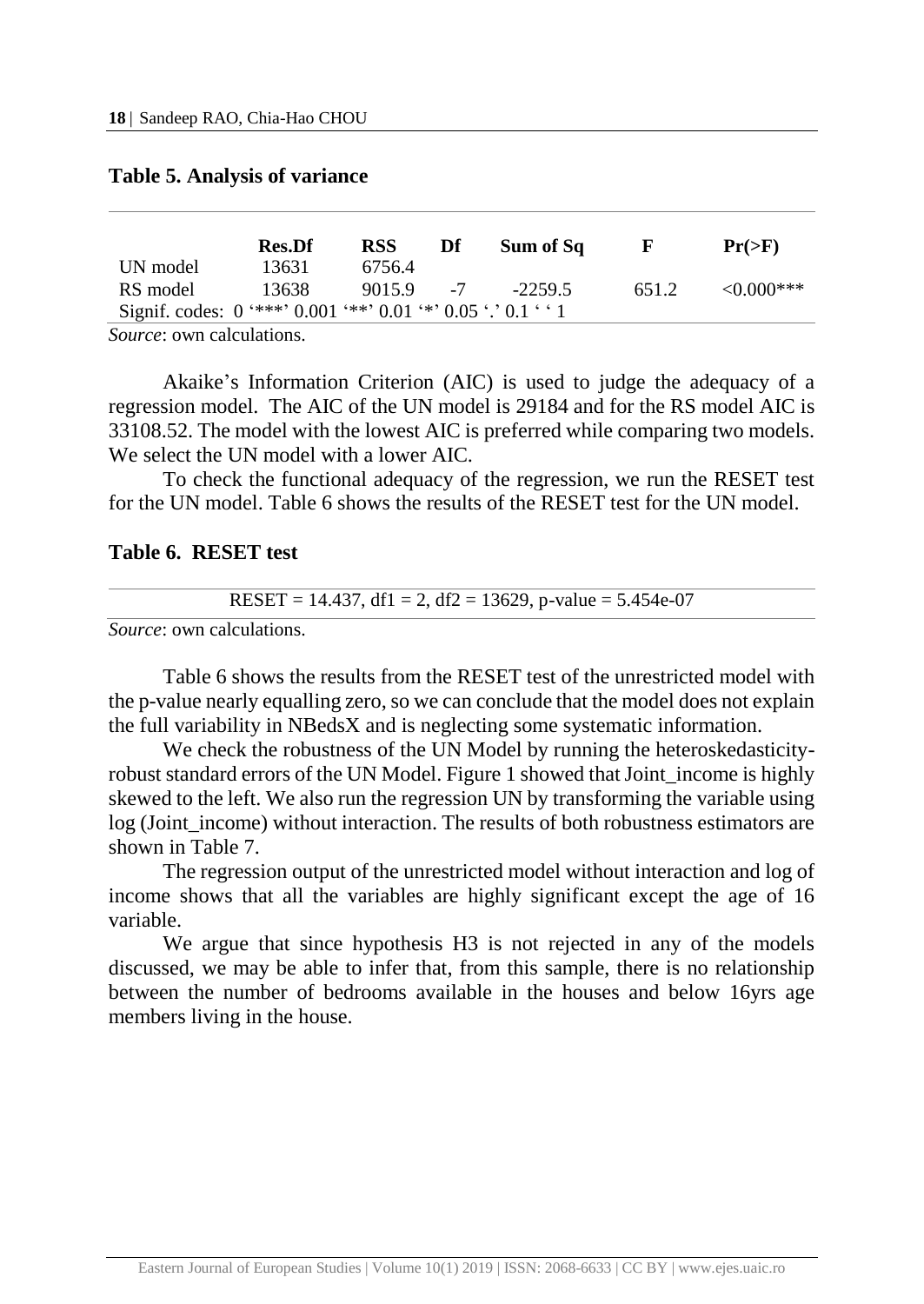**Table 5. Analysis of variance**

| | Res.Df | RSS | Df | Sum of Sq | F | Pr(>F) |
|---|---|---|---|---|---|---|
| UN model | 13631 | 6756.4 | | | | |
| RS model | 13638 | 9015.9 | -7 | -2259.5 | 651.2 | <0.000*** |

Signif. codes: 0 '***' 0.001 '**' 0.01 '*' 0.05 '.' 0.1 ' ' 1

*Source*: own calculations.

Akaike's Information Criterion (AIC) is used to judge the adequacy of a regression model. The AIC of the UN model is 29184 and for the RS model AIC is 33108.52. The model with the lowest AIC is preferred while comparing two models. We select the UN model with a lower AIC.

To check the functional adequacy of the regression, we run the RESET test for the UN model. Table 6 shows the results of the RESET test for the UN model.

**Table 6. RESET test**

| RESET = 14.437, df1 = 2, df2 = 13629, p-value = 5.454e-07 |
|---|

*Source*: own calculations.

Table 6 shows the results from the RESET test of the unrestricted model with the p-value nearly equalling zero, so we can conclude that the model does not explain the full variability in NBedsX and is neglecting some systematic information.

We check the robustness of the UN Model by running the heteroskedasticity-robust standard errors of the UN Model. Figure 1 showed that Joint_income is highly skewed to the left. We also run the regression UN by transforming the variable using log (Joint_income) without interaction. The results of both robustness estimators are shown in Table 7.

The regression output of the unrestricted model without interaction and log of income shows that all the variables are highly significant except the age of 16 variable.

We argue that since hypothesis H3 is not rejected in any of the models discussed, we may be able to infer that, from this sample, there is no relationship between the number of bedrooms available in the houses and below 16yrs age members living in the house.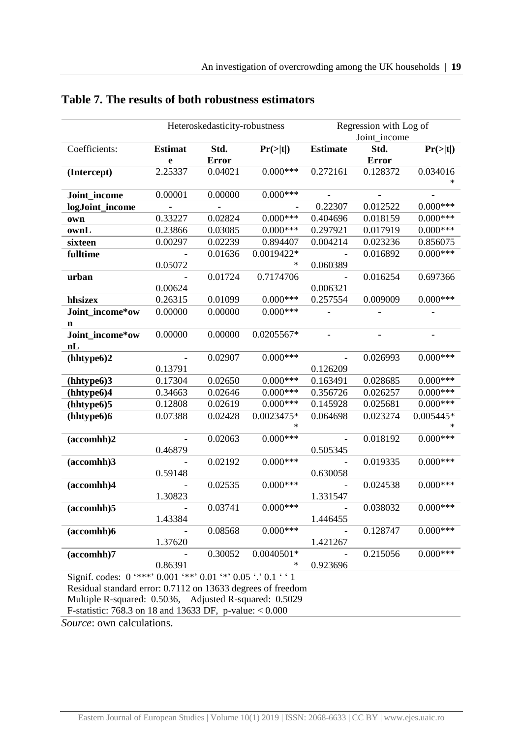## Table 7. The results of both robustness estimators

| | Heteroskedasticity-robustness | | | Regression with Log of Joint_income | | |
|---|---|---|---|---|---|---|
| Coefficients: | **Estimate** | **Std. Error** | **Pr(>\|t\|)** | **Estimate** | **Std. Error** | **Pr(>\|t\|)** |
| **(Intercept)** | 2.25337 | 0.04021 | 0.000*** | 0.272161 | 0.128372 | 0.034016* |
| **Joint_income** | 0.00001 | 0.00000 | 0.000*** | - | - | - |
| **logJoint_income** | - | - | - | 0.22307 | 0.012522 | 0.000*** |
| **own** | 0.33227 | 0.02824 | 0.000*** | 0.404696 | 0.018159 | 0.000*** |
| **ownL** | 0.23866 | 0.03085 | 0.000*** | 0.297921 | 0.017919 | 0.000*** |
| **sixteen** | 0.00297 | 0.02239 | 0.894407 | 0.004214 | 0.023236 | 0.856075 |
| **fulltime** | -0.05072 | 0.01636 | 0.0019422** | -0.060389 | 0.016892 | 0.000*** |
| **urban** | -0.00624 | 0.01724 | 0.7174706 | -0.006321 | 0.016254 | 0.697366 |
| **hhsizex** | 0.26315 | 0.01099 | 0.000*** | 0.257554 | 0.009009 | 0.000*** |
| **Joint_income*own** | 0.00000 | 0.00000 | 0.000*** | - | - | - |
| **Joint_income*ownL** | 0.00000 | 0.00000 | 0.0205567* | - | - | - |
| **(hhtype6)2** | -0.13791 | 0.02907 | 0.000*** | -0.126209 | 0.026993 | 0.000*** |
| **(hhtype6)3** | 0.17304 | 0.02650 | 0.000*** | 0.163491 | 0.028685 | 0.000*** |
| **(hhtype6)4** | 0.34663 | 0.02646 | 0.000*** | 0.356726 | 0.026257 | 0.000*** |
| **(hhtype6)5** | 0.12808 | 0.02619 | 0.000*** | 0.145928 | 0.025681 | 0.000*** |
| **(hhtype6)6** | 0.07388 | 0.02428 | 0.0023475** | 0.064698 | 0.023274 | 0.005445** |
| **(accomhh)2** | -0.46879 | 0.02063 | 0.000*** | -0.505345 | 0.018192 | 0.000*** |
| **(accomhh)3** | -0.59148 | 0.02192 | 0.000*** | -0.630058 | 0.019335 | 0.000*** |
| **(accomhh)4** | -1.30823 | 0.02535 | 0.000*** | -1.331547 | 0.024538 | 0.000*** |
| **(accomhh)5** | -1.43384 | 0.03741 | 0.000*** | -1.446455 | 0.038032 | 0.000*** |
| **(accomhh)6** | -1.37620 | 0.08568 | 0.000*** | -1.421267 | 0.128747 | 0.000*** |
| **(accomhh)7** | -0.86391 | 0.30052 | 0.0040501** | -0.923696 | 0.215056 | 0.000*** |

Signif. codes: 0 '***' 0.001 '**' 0.01 '*' 0.05 '.' 0.1 ' ' 1
Residual standard error: 0.7112 on 13633 degrees of freedom
Multiple R-squared: 0.5036, Adjusted R-squared: 0.5029
F-statistic: 768.3 on 18 and 13633 DF, p-value: < 0.000

*Source*: own calculations.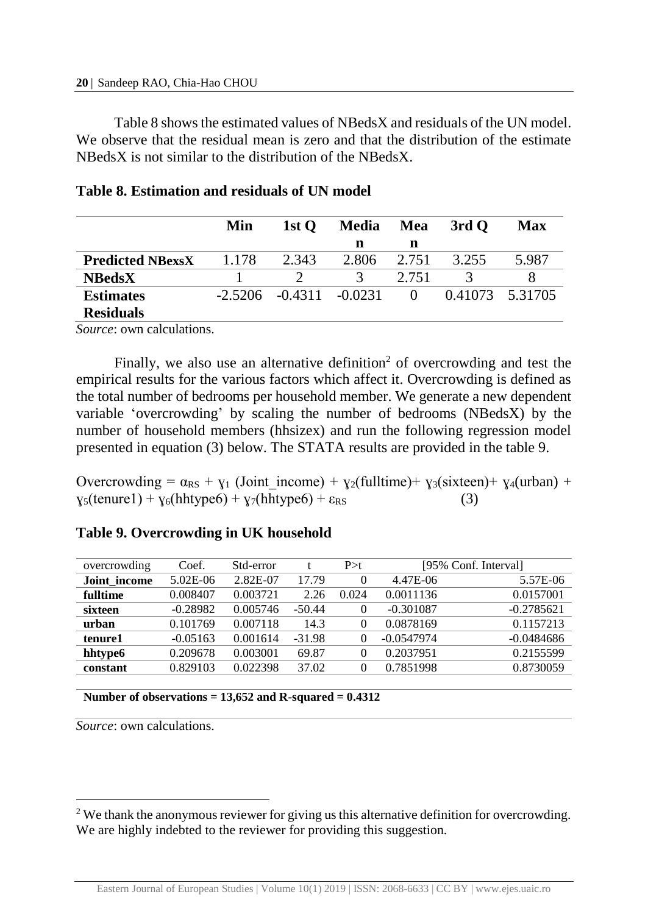Table 8 shows the estimated values of NBedsX and residuals of the UN model. We observe that the residual mean is zero and that the distribution of the estimate NBedsX is not similar to the distribution of the NBedsX.

**Table 8. Estimation and residuals of UN model**

| | Min | 1st Q | Median | Mean | 3rd Q | Max |
|---|---|---|---|---|---|---|
| **Predicted NBexsX** | 1.178 | 2.343 | 2.806 | 2.751 | 3.255 | 5.987 |
| **NBedsX** | 1 | 2 | 3 | 2.751 | 3 | 8 |
| **Estimates Residuals** | -2.5206 | -0.4311 | -0.0231 | 0 | 0.41073 | 5.31705 |

*Source*: own calculations.

Finally, we also use an alternative definition[2] of overcrowding and test the empirical results for the various factors which affect it. Overcrowding is defined as the total number of bedrooms per household member. We generate a new dependent variable 'overcrowding' by scaling the number of bedrooms (NBedsX) by the number of household members (hhsizex) and run the following regression model presented in equation (3) below. The STATA results are provided in the table 9.

$$\text{Overcrowding} = \alpha_{RS} + \gamma_1 (\text{Joint\_income}) + \gamma_2(\text{fulltime}) + \gamma_3(\text{sixteen}) + \gamma_4(\text{urban}) + \gamma_5(\text{tenure1}) + \gamma_6(\text{hhtype6}) + \gamma_7(\text{hhtype6}) + \varepsilon_{RS} \quad (3)$$

**Table 9. Overcrowding in UK household**

| overcrowding | Coef. | Std-error | t | P>t | [95% Conf. Interval] | |
|---|---|---|---|---|---|---|
| **Joint_income** | 5.02E-06 | 2.82E-07 | 17.79 | 0 | 4.47E-06 | 5.57E-06 |
| **fulltime** | 0.008407 | 0.003721 | 2.26 | 0.024 | 0.0011136 | 0.0157001 |
| **sixteen** | -0.28982 | 0.005746 | -50.44 | 0 | -0.301087 | -0.2785621 |
| **urban** | 0.101769 | 0.007118 | 14.3 | 0 | 0.0878169 | 0.1157213 |
| **tenure1** | -0.05163 | 0.001614 | -31.98 | 0 | -0.0547974 | -0.0484686 |
| **hhtype6** | 0.209678 | 0.003001 | 69.87 | 0 | 0.2037951 | 0.2155599 |
| **constant** | 0.829103 | 0.022398 | 37.02 | 0 | 0.7851998 | 0.8730059 |

**Number of observations = 13,652 and R-squared = 0.4312**

*Source*: own calculations.

---

[2] We thank the anonymous reviewer for giving us this alternative definition for overcrowding. We are highly indebted to the reviewer for providing this suggestion.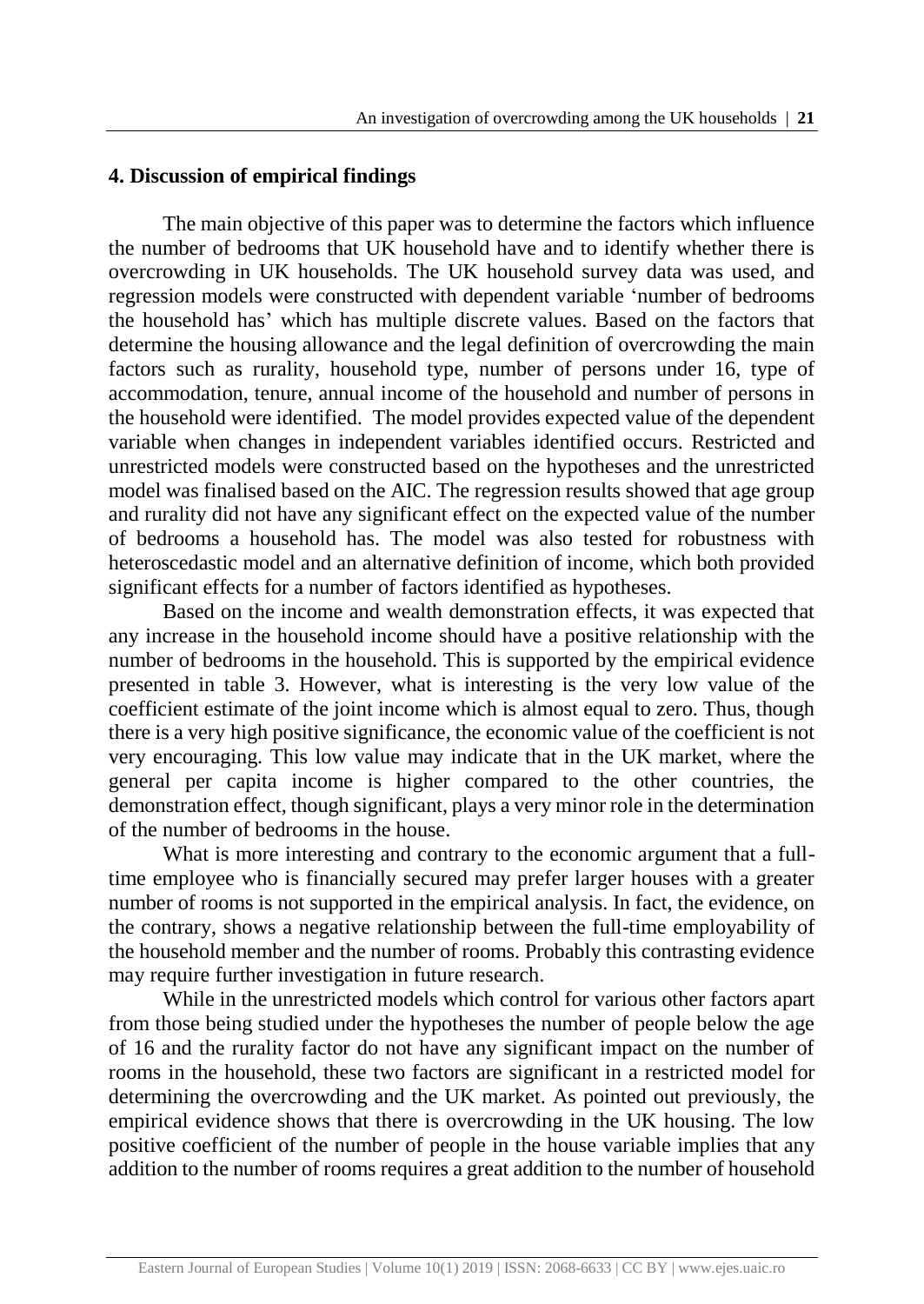## 4. Discussion of empirical findings

The main objective of this paper was to determine the factors which influence the number of bedrooms that UK household have and to identify whether there is overcrowding in UK households. The UK household survey data was used, and regression models were constructed with dependent variable 'number of bedrooms the household has' which has multiple discrete values. Based on the factors that determine the housing allowance and the legal definition of overcrowding the main factors such as rurality, household type, number of persons under 16, type of accommodation, tenure, annual income of the household and number of persons in the household were identified. The model provides expected value of the dependent variable when changes in independent variables identified occurs. Restricted and unrestricted models were constructed based on the hypotheses and the unrestricted model was finalised based on the AIC. The regression results showed that age group and rurality did not have any significant effect on the expected value of the number of bedrooms a household has. The model was also tested for robustness with heteroscedastic model and an alternative definition of income, which both provided significant effects for a number of factors identified as hypotheses.

Based on the income and wealth demonstration effects, it was expected that any increase in the household income should have a positive relationship with the number of bedrooms in the household. This is supported by the empirical evidence presented in table 3. However, what is interesting is the very low value of the coefficient estimate of the joint income which is almost equal to zero. Thus, though there is a very high positive significance, the economic value of the coefficient is not very encouraging. This low value may indicate that in the UK market, where the general per capita income is higher compared to the other countries, the demonstration effect, though significant, plays a very minor role in the determination of the number of bedrooms in the house.

What is more interesting and contrary to the economic argument that a full-time employee who is financially secured may prefer larger houses with a greater number of rooms is not supported in the empirical analysis. In fact, the evidence, on the contrary, shows a negative relationship between the full-time employability of the household member and the number of rooms. Probably this contrasting evidence may require further investigation in future research.

While in the unrestricted models which control for various other factors apart from those being studied under the hypotheses the number of people below the age of 16 and the rurality factor do not have any significant impact on the number of rooms in the household, these two factors are significant in a restricted model for determining the overcrowding and the UK market. As pointed out previously, the empirical evidence shows that there is overcrowding in the UK housing. The low positive coefficient of the number of people in the house variable implies that any addition to the number of rooms requires a great addition to the number of household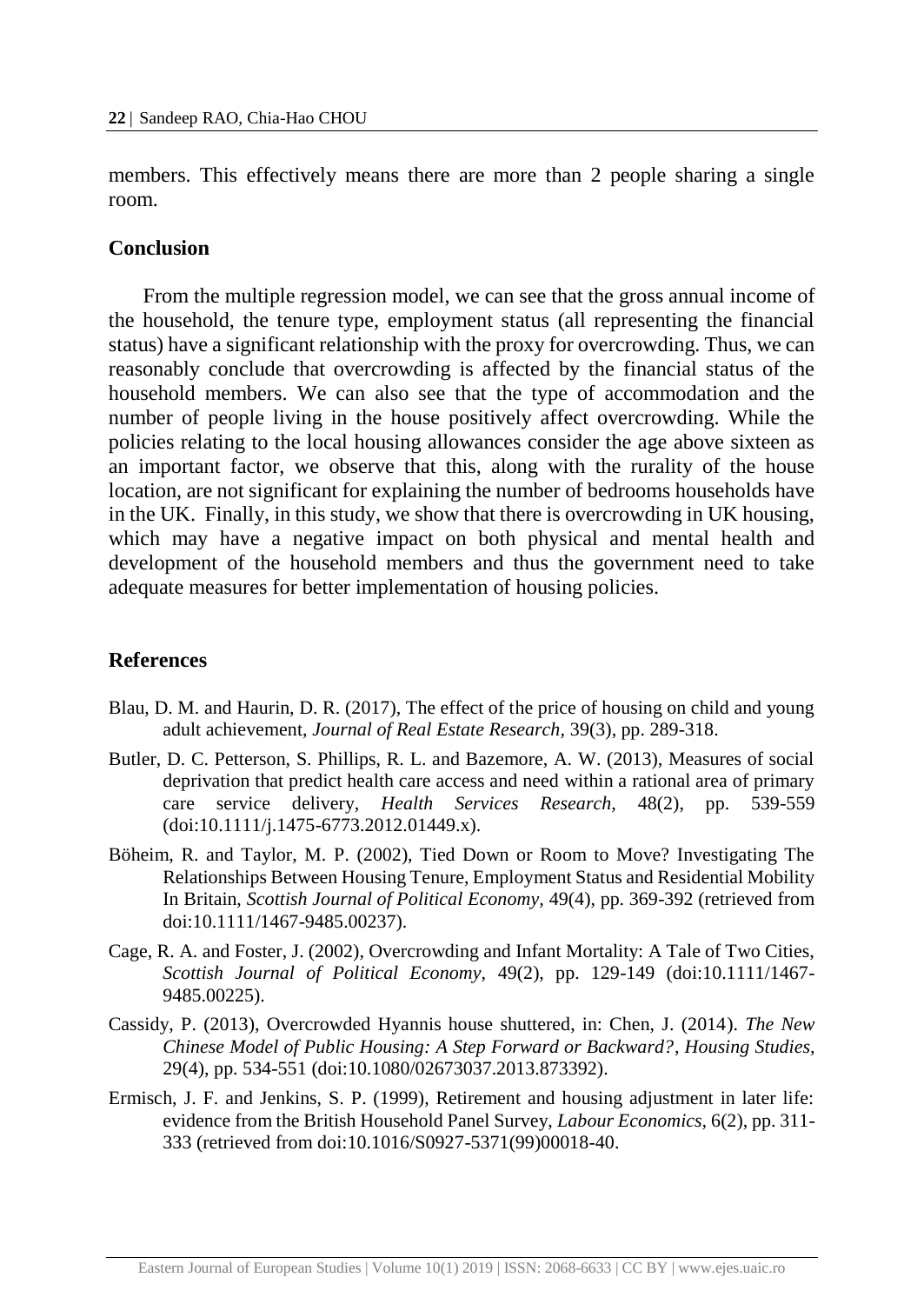members. This effectively means there are more than 2 people sharing a single room.

## Conclusion

From the multiple regression model, we can see that the gross annual income of the household, the tenure type, employment status (all representing the financial status) have a significant relationship with the proxy for overcrowding. Thus, we can reasonably conclude that overcrowding is affected by the financial status of the household members. We can also see that the type of accommodation and the number of people living in the house positively affect overcrowding. While the policies relating to the local housing allowances consider the age above sixteen as an important factor, we observe that this, along with the rurality of the house location, are not significant for explaining the number of bedrooms households have in the UK. Finally, in this study, we show that there is overcrowding in UK housing, which may have a negative impact on both physical and mental health and development of the household members and thus the government need to take adequate measures for better implementation of housing policies.

## References

Blau, D. M. and Haurin, D. R. (2017), The effect of the price of housing on child and young adult achievement, *Journal of Real Estate Research*, 39(3), pp. 289-318.

Butler, D. C. Petterson, S. Phillips, R. L. and Bazemore, A. W. (2013), Measures of social deprivation that predict health care access and need within a rational area of primary care service delivery, *Health Services Research*, 48(2), pp. 539-559 (doi:10.1111/j.1475-6773.2012.01449.x).

Böheim, R. and Taylor, M. P. (2002), Tied Down or Room to Move? Investigating The Relationships Between Housing Tenure, Employment Status and Residential Mobility In Britain, *Scottish Journal of Political Economy*, 49(4), pp. 369-392 (retrieved from doi:10.1111/1467-9485.00237).

Cage, R. A. and Foster, J. (2002), Overcrowding and Infant Mortality: A Tale of Two Cities, *Scottish Journal of Political Economy*, 49(2), pp. 129-149 (doi:10.1111/1467-9485.00225).

Cassidy, P. (2013), Overcrowded Hyannis house shuttered, in: Chen, J. (2014). *The New Chinese Model of Public Housing: A Step Forward or Backward?*, *Housing Studies*, 29(4), pp. 534-551 (doi:10.1080/02673037.2013.873392).

Ermisch, J. F. and Jenkins, S. P. (1999), Retirement and housing adjustment in later life: evidence from the British Household Panel Survey, *Labour Economics*, 6(2), pp. 311-333 (retrieved from doi:10.1016/S0927-5371(99)00018-40.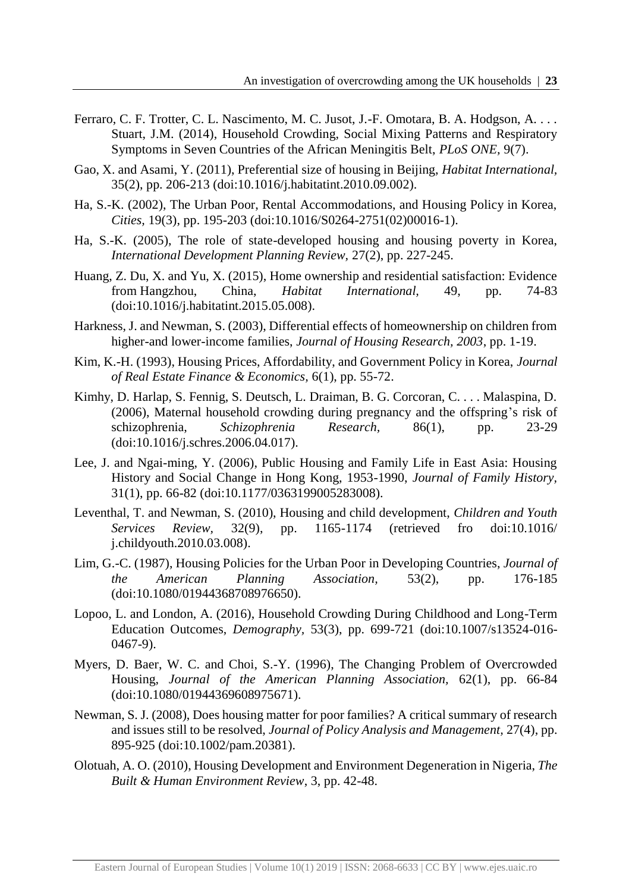Ferraro, C. F. Trotter, C. L. Nascimento, M. C. Jusot, J.-F. Omotara, B. A. Hodgson, A. . . . Stuart, J.M. (2014), Household Crowding, Social Mixing Patterns and Respiratory Symptoms in Seven Countries of the African Meningitis Belt, *PLoS ONE*, 9(7).

Gao, X. and Asami, Y. (2011), Preferential size of housing in Beijing, *Habitat International*, 35(2), pp. 206-213 (doi:10.1016/j.habitatint.2010.09.002).

Ha, S.-K. (2002), The Urban Poor, Rental Accommodations, and Housing Policy in Korea, *Cities*, 19(3), pp. 195-203 (doi:10.1016/S0264-2751(02)00016-1).

Ha, S.-K. (2005), The role of state-developed housing and housing poverty in Korea, *International Development Planning Review*, 27(2), pp. 227-245.

Huang, Z. Du, X. and Yu, X. (2015), Home ownership and residential satisfaction: Evidence from Hangzhou, China, *Habitat International*, 49, pp. 74-83 (doi:10.1016/j.habitatint.2015.05.008).

Harkness, J. and Newman, S. (2003), Differential effects of homeownership on children from higher-and lower-income families, *Journal of Housing Research, 2003*, pp. 1-19.

Kim, K.-H. (1993), Housing Prices, Affordability, and Government Policy in Korea, *Journal of Real Estate Finance & Economics*, 6(1), pp. 55-72.

Kimhy, D. Harlap, S. Fennig, S. Deutsch, L. Draiman, B. G. Corcoran, C. . . . Malaspina, D. (2006), Maternal household crowding during pregnancy and the offspring's risk of schizophrenia, *Schizophrenia Research*, 86(1), pp. 23-29 (doi:10.1016/j.schres.2006.04.017).

Lee, J. and Ngai-ming, Y. (2006), Public Housing and Family Life in East Asia: Housing History and Social Change in Hong Kong, 1953-1990, *Journal of Family History*, 31(1), pp. 66-82 (doi:10.1177/0363199005283008).

Leventhal, T. and Newman, S. (2010), Housing and child development, *Children and Youth Services Review*, 32(9), pp. 1165-1174 (retrieved fro doi:10.1016/ j.childyouth.2010.03.008).

Lim, G.-C. (1987), Housing Policies for the Urban Poor in Developing Countries, *Journal of the American Planning Association*, 53(2), pp. 176-185 (doi:10.1080/01944368708976650).

Lopoo, L. and London, A. (2016), Household Crowding During Childhood and Long-Term Education Outcomes, *Demography*, 53(3), pp. 699-721 (doi:10.1007/s13524-016-0467-9).

Myers, D. Baer, W. C. and Choi, S.-Y. (1996), The Changing Problem of Overcrowded Housing, *Journal of the American Planning Association*, 62(1), pp. 66-84 (doi:10.1080/01944369608975671).

Newman, S. J. (2008), Does housing matter for poor families? A critical summary of research and issues still to be resolved, *Journal of Policy Analysis and Management*, 27(4), pp. 895-925 (doi:10.1002/pam.20381).

Olotuah, A. O. (2010), Housing Development and Environment Degeneration in Nigeria, *The Built & Human Environment Review*, 3, pp. 42-48.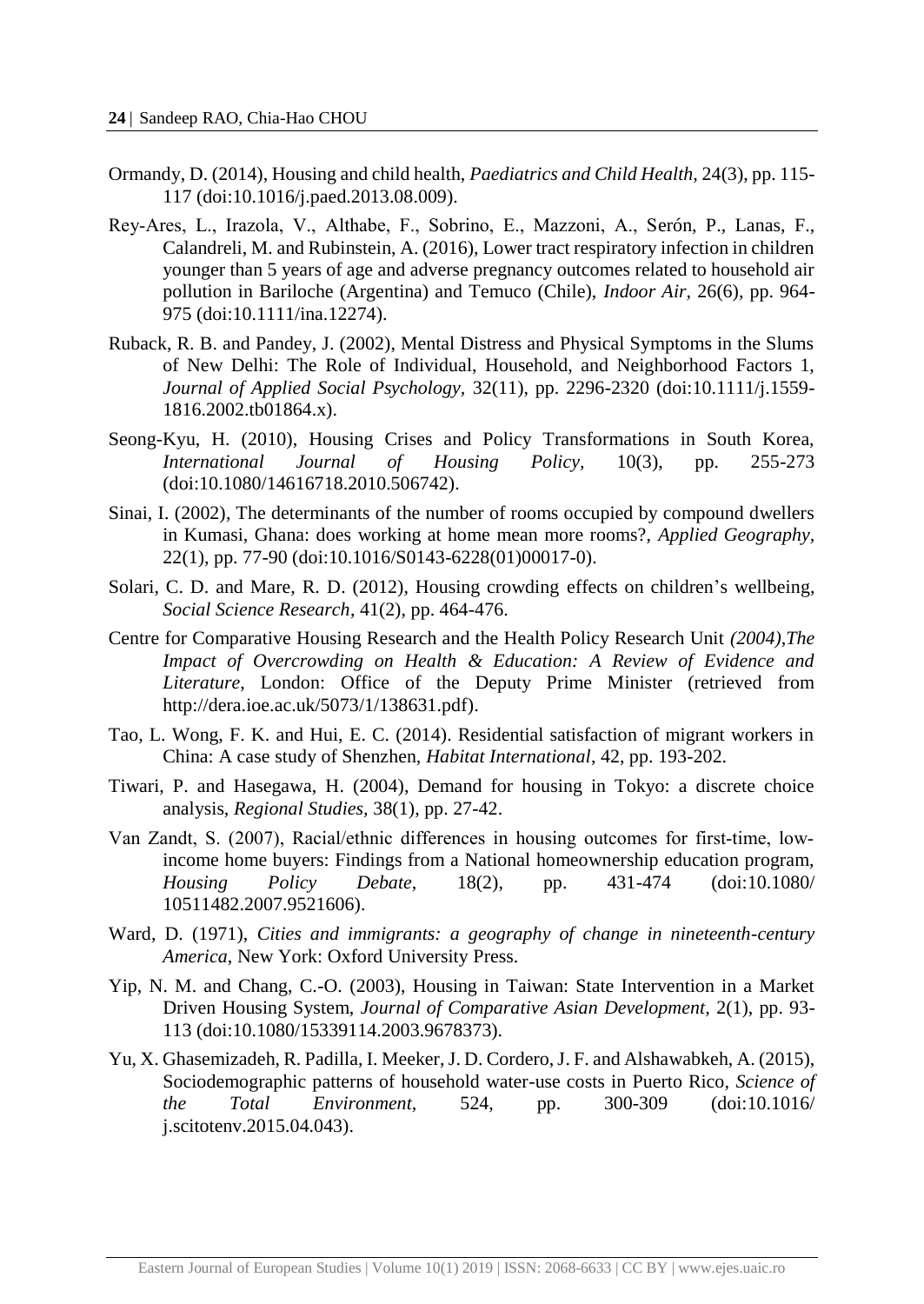Ormandy, D. (2014), Housing and child health, *Paediatrics and Child Health*, 24(3), pp. 115-117 (doi:10.1016/j.paed.2013.08.009).

Rey-Ares, L., Irazola, V., Althabe, F., Sobrino, E., Mazzoni, A., Serón, P., Lanas, F., Calandreli, M. and Rubinstein, A. (2016), Lower tract respiratory infection in children younger than 5 years of age and adverse pregnancy outcomes related to household air pollution in Bariloche (Argentina) and Temuco (Chile), *Indoor Air*, 26(6), pp. 964-975 (doi:10.1111/ina.12274).

Ruback, R. B. and Pandey, J. (2002), Mental Distress and Physical Symptoms in the Slums of New Delhi: The Role of Individual, Household, and Neighborhood Factors 1, *Journal of Applied Social Psychology*, 32(11), pp. 2296-2320 (doi:10.1111/j.1559-1816.2002.tb01864.x).

Seong-Kyu, H. (2010), Housing Crises and Policy Transformations in South Korea, *International Journal of Housing Policy*, 10(3), pp. 255-273 (doi:10.1080/14616718.2010.506742).

Sinai, I. (2002), The determinants of the number of rooms occupied by compound dwellers in Kumasi, Ghana: does working at home mean more rooms?, *Applied Geography*, 22(1), pp. 77-90 (doi:10.1016/S0143-6228(01)00017-0).

Solari, C. D. and Mare, R. D. (2012), Housing crowding effects on children's wellbeing, *Social Science Research*, 41(2), pp. 464-476.

Centre for Comparative Housing Research and the Health Policy Research Unit *(2004)*,*The Impact of Overcrowding on Health & Education: A Review of Evidence and Literature*, London: Office of the Deputy Prime Minister (retrieved from http://dera.ioe.ac.uk/5073/1/138631.pdf).

Tao, L. Wong, F. K. and Hui, E. C. (2014). Residential satisfaction of migrant workers in China: A case study of Shenzhen, *Habitat International*, 42, pp. 193-202.

Tiwari, P. and Hasegawa, H. (2004), Demand for housing in Tokyo: a discrete choice analysis, *Regional Studies*, 38(1), pp. 27-42.

Van Zandt, S. (2007), Racial/ethnic differences in housing outcomes for first-time, low-income home buyers: Findings from a National homeownership education program, *Housing Policy Debate*, 18(2), pp. 431-474 (doi:10.1080/10511482.2007.9521606).

Ward, D. (1971), *Cities and immigrants: a geography of change in nineteenth-century America*, New York: Oxford University Press.

Yip, N. M. and Chang, C.-O. (2003), Housing in Taiwan: State Intervention in a Market Driven Housing System, *Journal of Comparative Asian Development*, 2(1), pp. 93-113 (doi:10.1080/15339114.2003.9678373).

Yu, X. Ghasemizadeh, R. Padilla, I. Meeker, J. D. Cordero, J. F. and Alshawabkeh, A. (2015), Sociodemographic patterns of household water-use costs in Puerto Rico, *Science of the Total Environment*, 524, pp. 300-309 (doi:10.1016/j.scitotenv.2015.04.043).